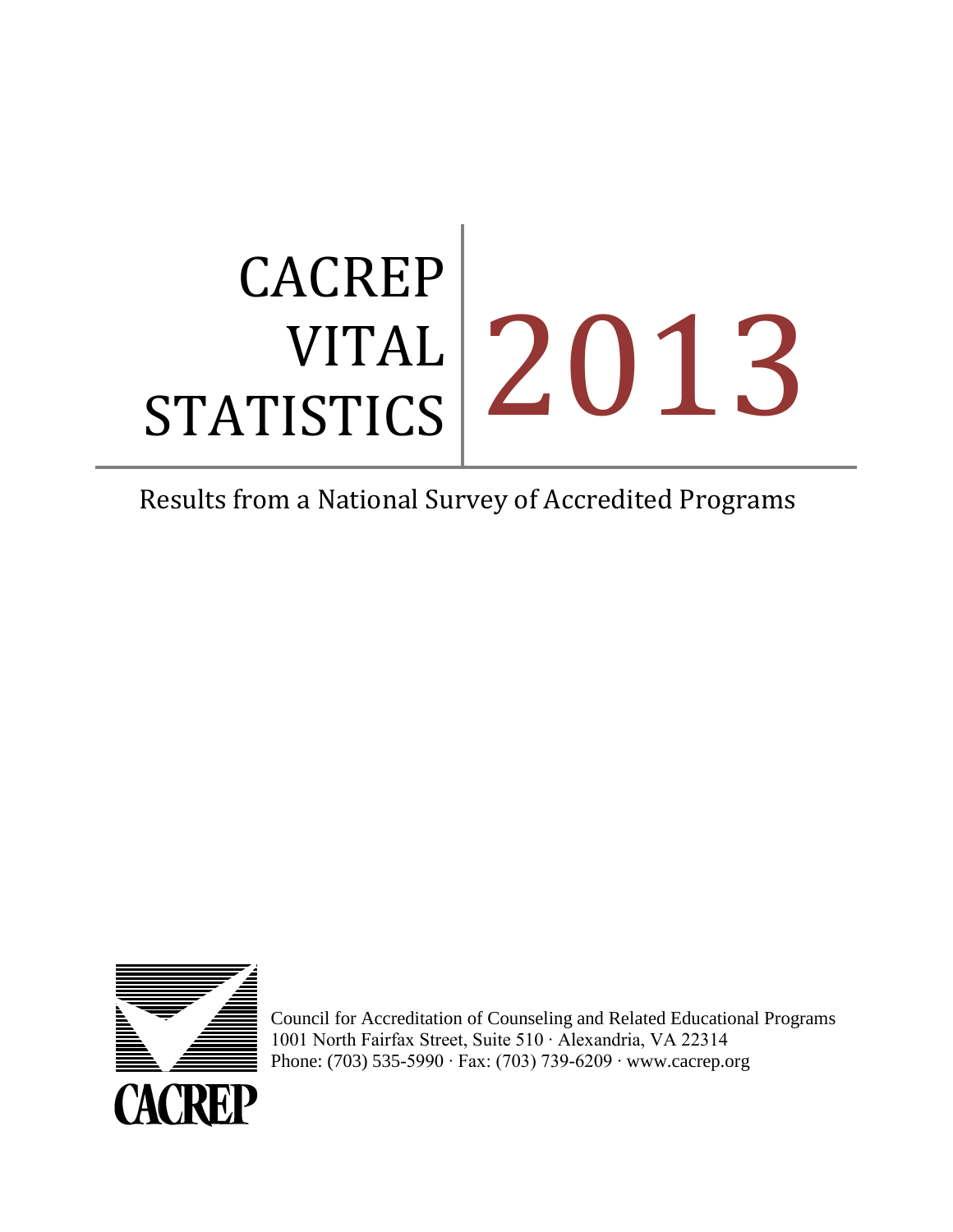# CACREP VITAL STATISTICS 2013

Results from a National Survey of Accredited Programs

CACREP

Council for Accreditation of Counseling and Related Educational Programs
1001 North Fairfax Street, Suite 510 · Alexandria, VA 22314
Phone: (703) 535-5990 · Fax: (703) 739-6209 · www.cacrep.org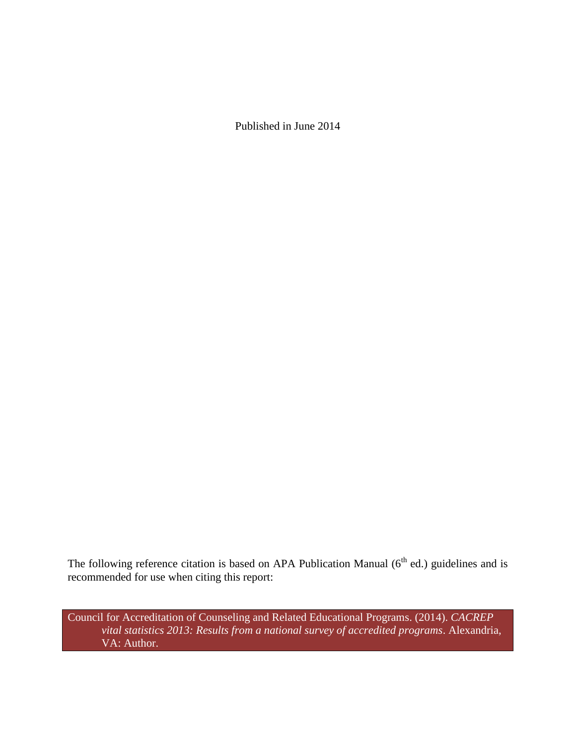Published in June 2014

The following reference citation is based on APA Publication Manual (6th ed.) guidelines and is recommended for use when citing this report:

Council for Accreditation of Counseling and Related Educational Programs. (2014). *CACREP vital statistics 2013: Results from a national survey of accredited programs*. Alexandria, VA: Author.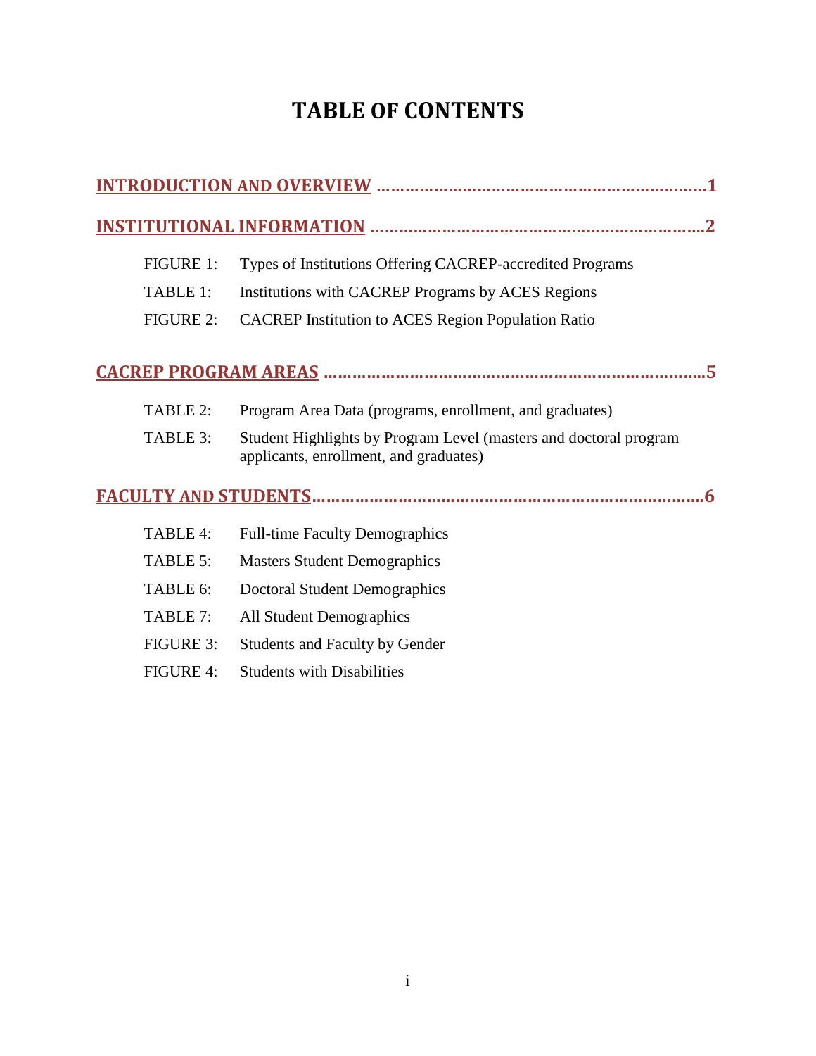# TABLE OF CONTENTS

**INTRODUCTION AND OVERVIEW ……………………………………………………………1**

**INSTITUTIONAL INFORMATION ……………………………………………………………2**

- FIGURE 1: Types of Institutions Offering CACREP-accredited Programs
- TABLE 1: Institutions with CACREP Programs by ACES Regions
- FIGURE 2: CACREP Institution to ACES Region Population Ratio

**CACREP PROGRAM AREAS …………………………………………………………………..5**

- TABLE 2: Program Area Data (programs, enrollment, and graduates)
- TABLE 3: Student Highlights by Program Level (masters and doctoral program applicants, enrollment, and graduates)

**FACULTY AND STUDENTS……………………………………………………………………6**

- TABLE 4: Full-time Faculty Demographics
- TABLE 5: Masters Student Demographics
- TABLE 6: Doctoral Student Demographics
- TABLE 7: All Student Demographics
- FIGURE 3: Students and Faculty by Gender
- FIGURE 4: Students with Disabilities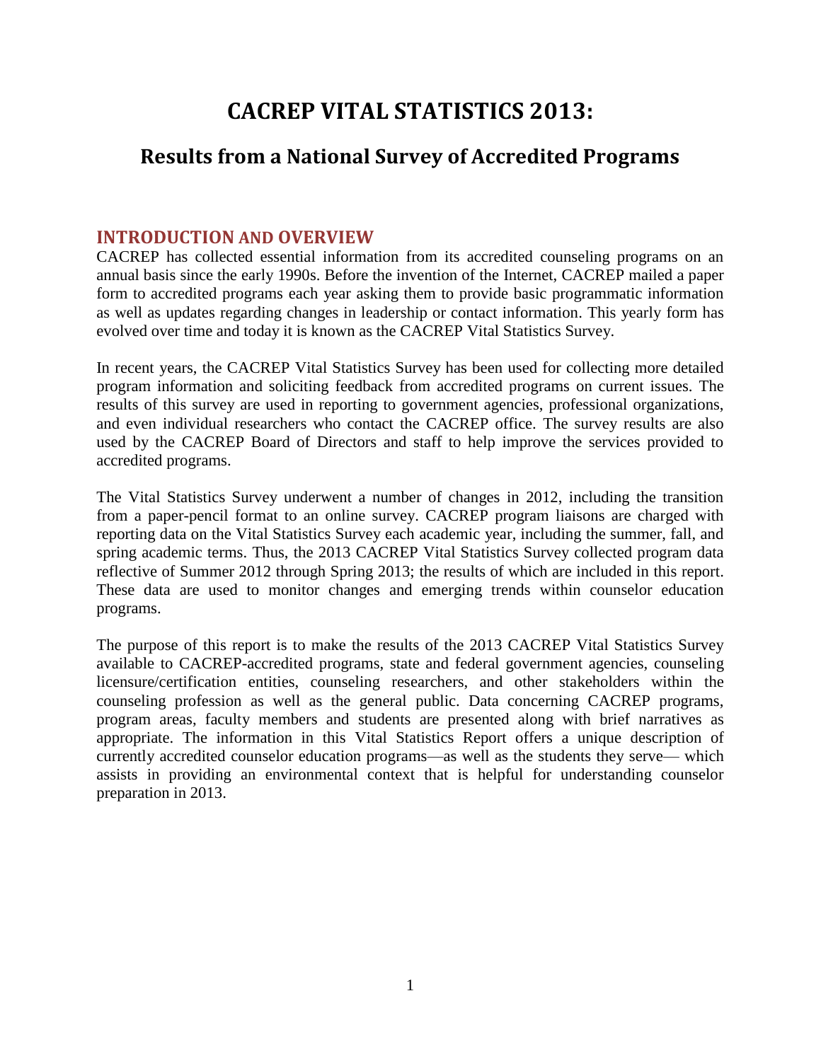# CACREP VITAL STATISTICS 2013:

## Results from a National Survey of Accredited Programs

### INTRODUCTION AND OVERVIEW

CACREP has collected essential information from its accredited counseling programs on an annual basis since the early 1990s. Before the invention of the Internet, CACREP mailed a paper form to accredited programs each year asking them to provide basic programmatic information as well as updates regarding changes in leadership or contact information. This yearly form has evolved over time and today it is known as the CACREP Vital Statistics Survey.

In recent years, the CACREP Vital Statistics Survey has been used for collecting more detailed program information and soliciting feedback from accredited programs on current issues. The results of this survey are used in reporting to government agencies, professional organizations, and even individual researchers who contact the CACREP office. The survey results are also used by the CACREP Board of Directors and staff to help improve the services provided to accredited programs.

The Vital Statistics Survey underwent a number of changes in 2012, including the transition from a paper-pencil format to an online survey. CACREP program liaisons are charged with reporting data on the Vital Statistics Survey each academic year, including the summer, fall, and spring academic terms. Thus, the 2013 CACREP Vital Statistics Survey collected program data reflective of Summer 2012 through Spring 2013; the results of which are included in this report. These data are used to monitor changes and emerging trends within counselor education programs.

The purpose of this report is to make the results of the 2013 CACREP Vital Statistics Survey available to CACREP-accredited programs, state and federal government agencies, counseling licensure/certification entities, counseling researchers, and other stakeholders within the counseling profession as well as the general public. Data concerning CACREP programs, program areas, faculty members and students are presented along with brief narratives as appropriate. The information in this Vital Statistics Report offers a unique description of currently accredited counselor education programs—as well as the students they serve— which assists in providing an environmental context that is helpful for understanding counselor preparation in 2013.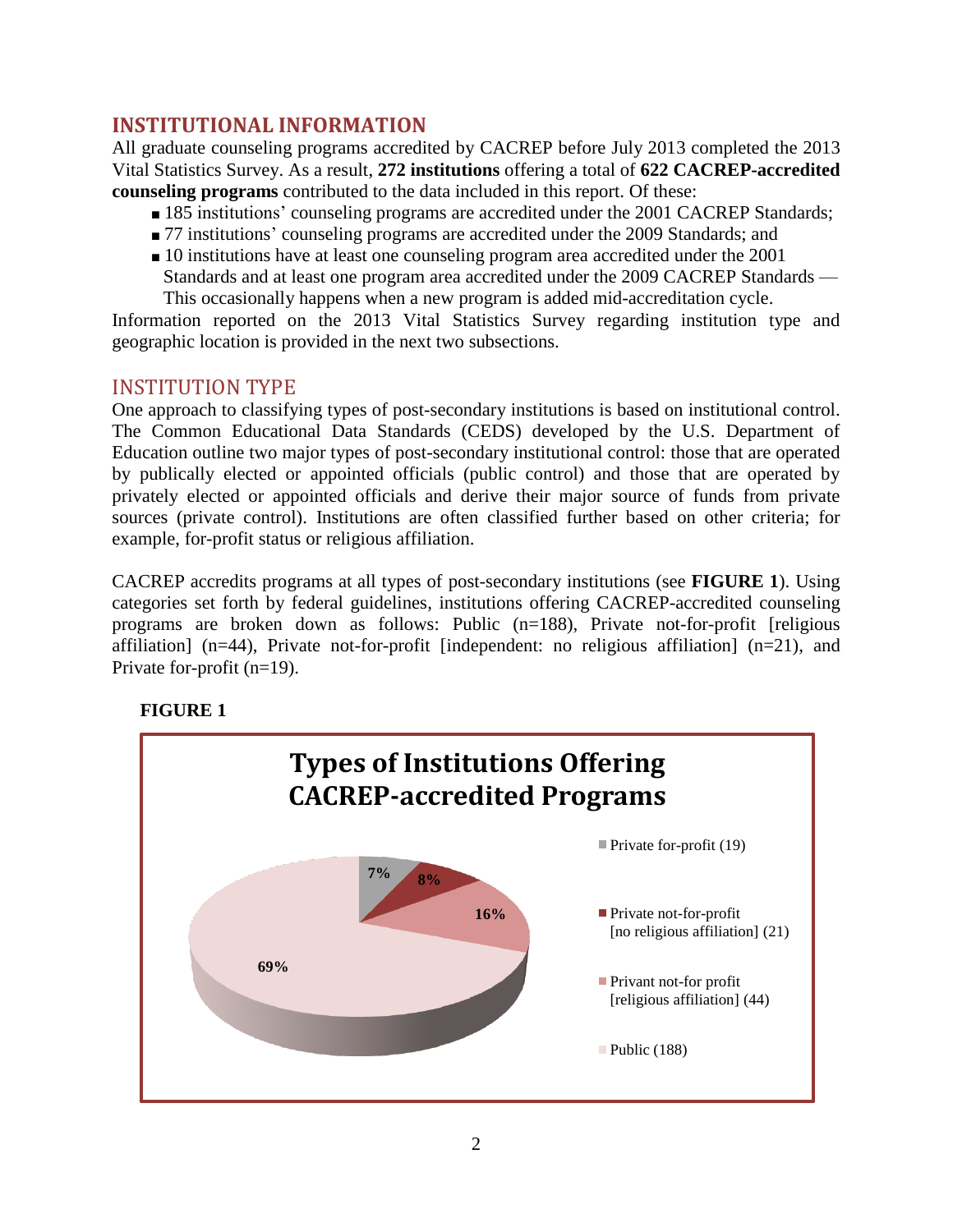## INSTITUTIONAL INFORMATION

All graduate counseling programs accredited by CACREP before July 2013 completed the 2013 Vital Statistics Survey. As a result, **272 institutions** offering a total of **622 CACREP-accredited counseling programs** contributed to the data included in this report. Of these:

- 185 institutions' counseling programs are accredited under the 2001 CACREP Standards;
- 77 institutions' counseling programs are accredited under the 2009 Standards; and
- 10 institutions have at least one counseling program area accredited under the 2001 Standards and at least one program area accredited under the 2009 CACREP Standards — This occasionally happens when a new program is added mid-accreditation cycle.

Information reported on the 2013 Vital Statistics Survey regarding institution type and geographic location is provided in the next two subsections.

### INSTITUTION TYPE

One approach to classifying types of post-secondary institutions is based on institutional control. The Common Educational Data Standards (CEDS) developed by the U.S. Department of Education outline two major types of post-secondary institutional control: those that are operated by publically elected or appointed officials (public control) and those that are operated by privately elected or appointed officials and derive their major source of funds from private sources (private control). Institutions are often classified further based on other criteria; for example, for-profit status or religious affiliation.

CACREP accredits programs at all types of post-secondary institutions (see **FIGURE 1**). Using categories set forth by federal guidelines, institutions offering CACREP-accredited counseling programs are broken down as follows: Public (n=188), Private not-for-profit [religious affiliation] (n=44), Private not-for-profit [independent: no religious affiliation] (n=21), and Private for-profit (n=19).

**FIGURE 1**

**Types of Institutions Offering CACREP-accredited Programs**

| Category | Percent |
|---|---|
| Private for-profit (19) | 7% |
| Private not-for-profit [no religious affiliation] (21) | 8% |
| Privant not-for profit [religious affiliation] (44) | 16% |
| Public (188) | 69% |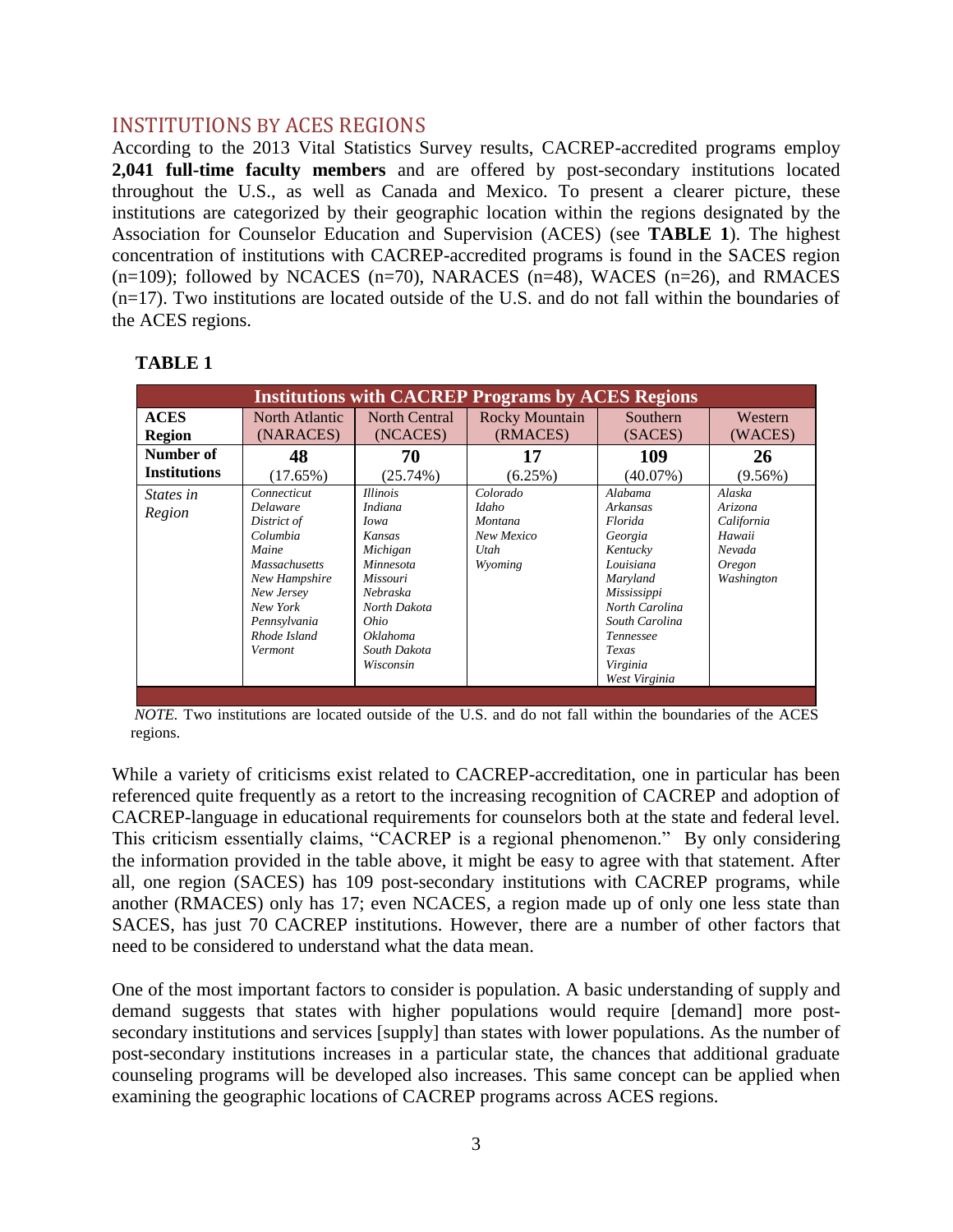## INSTITUTIONS BY ACES REGIONS

According to the 2013 Vital Statistics Survey results, CACREP-accredited programs employ **2,041 full-time faculty members** and are offered by post-secondary institutions located throughout the U.S., as well as Canada and Mexico. To present a clearer picture, these institutions are categorized by their geographic location within the regions designated by the Association for Counselor Education and Supervision (ACES) (see **TABLE 1**). The highest concentration of institutions with CACREP-accredited programs is found in the SACES region (n=109); followed by NCACES (n=70), NARACES (n=48), WACES (n=26), and RMACES (n=17). Two institutions are located outside of the U.S. and do not fall within the boundaries of the ACES regions.

**TABLE 1**

| Institutions with CACREP Programs by ACES Regions | | | | | |
|---|---|---|---|---|---|
| **ACES Region** | North Atlantic (NARACES) | North Central (NCACES) | Rocky Mountain (RMACES) | Southern (SACES) | Western (WACES) |
| **Number of Institutions** | **48** (17.65%) | **70** (25.74%) | **17** (6.25%) | **109** (40.07%) | **26** (9.56%) |
| *States in Region* | *Connecticut Delaware District of Columbia Maine Massachusetts New Hampshire New Jersey New York Pennsylvania Rhode Island Vermont* | *Illinois Indiana Iowa Kansas Michigan Minnesota Missouri Nebraska North Dakota Ohio Oklahoma South Dakota Wisconsin* | *Colorado Idaho Montana New Mexico Utah Wyoming* | *Alabama Arkansas Florida Georgia Kentucky Louisiana Maryland Mississippi North Carolina South Carolina Tennessee Texas Virginia West Virginia* | *Alaska Arizona California Hawaii Nevada Oregon Washington* |

*NOTE.* Two institutions are located outside of the U.S. and do not fall within the boundaries of the ACES regions.

While a variety of criticisms exist related to CACREP-accreditation, one in particular has been referenced quite frequently as a retort to the increasing recognition of CACREP and adoption of CACREP-language in educational requirements for counselors both at the state and federal level. This criticism essentially claims, "CACREP is a regional phenomenon." By only considering the information provided in the table above, it might be easy to agree with that statement. After all, one region (SACES) has 109 post-secondary institutions with CACREP programs, while another (RMACES) only has 17; even NCACES, a region made up of only one less state than SACES, has just 70 CACREP institutions. However, there are a number of other factors that need to be considered to understand what the data mean.

One of the most important factors to consider is population. A basic understanding of supply and demand suggests that states with higher populations would require [demand] more post-secondary institutions and services [supply] than states with lower populations. As the number of post-secondary institutions increases in a particular state, the chances that additional graduate counseling programs will be developed also increases. This same concept can be applied when examining the geographic locations of CACREP programs across ACES regions.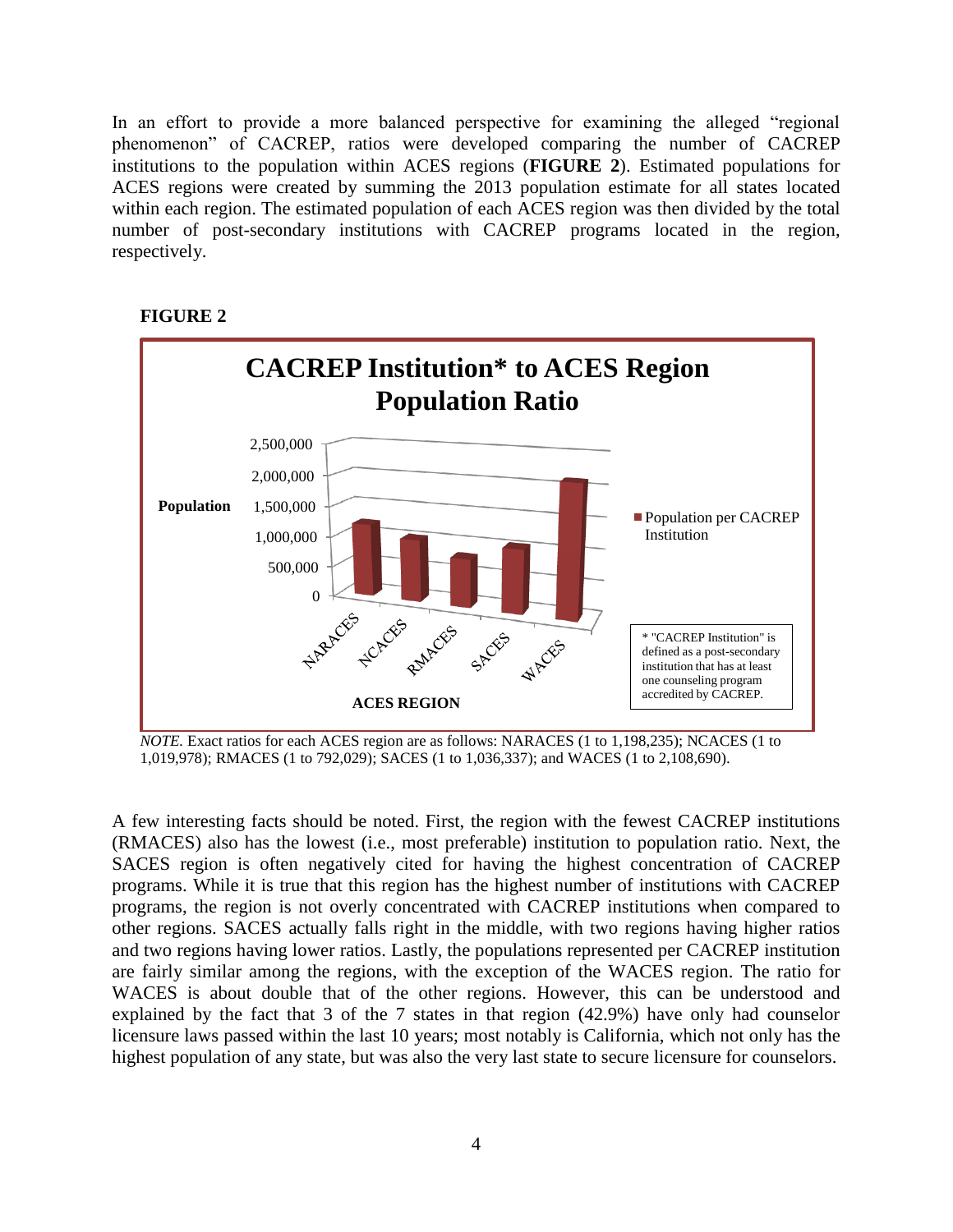In an effort to provide a more balanced perspective for examining the alleged "regional phenomenon" of CACREP, ratios were developed comparing the number of CACREP institutions to the population within ACES regions (**FIGURE 2**). Estimated populations for ACES regions were created by summing the 2013 population estimate for all states located within each region. The estimated population of each ACES region was then divided by the total number of post-secondary institutions with CACREP programs located in the region, respectively.

**FIGURE 2**

**CACREP Institution* to ACES Region Population Ratio**

Chart: bar chart of "Population per CACREP Institution" (y-axis: Population, 0 to 2,500,000) by ACES REGION (NARACES, NCACES, RMACES, SACES, WACES).

\* "CACREP Institution" is defined as a post-secondary institution that has at least one counseling program accredited by CACREP.

*NOTE.* Exact ratios for each ACES region are as follows: NARACES (1 to 1,198,235); NCACES (1 to 1,019,978); RMACES (1 to 792,029); SACES (1 to 1,036,337); and WACES (1 to 2,108,690).

A few interesting facts should be noted. First, the region with the fewest CACREP institutions (RMACES) also has the lowest (i.e., most preferable) institution to population ratio. Next, the SACES region is often negatively cited for having the highest concentration of CACREP programs. While it is true that this region has the highest number of institutions with CACREP programs, the region is not overly concentrated with CACREP institutions when compared to other regions. SACES actually falls right in the middle, with two regions having higher ratios and two regions having lower ratios. Lastly, the populations represented per CACREP institution are fairly similar among the regions, with the exception of the WACES region. The ratio for WACES is about double that of the other regions. However, this can be understood and explained by the fact that 3 of the 7 states in that region (42.9%) have only had counselor licensure laws passed within the last 10 years; most notably is California, which not only has the highest population of any state, but was also the very last state to secure licensure for counselors.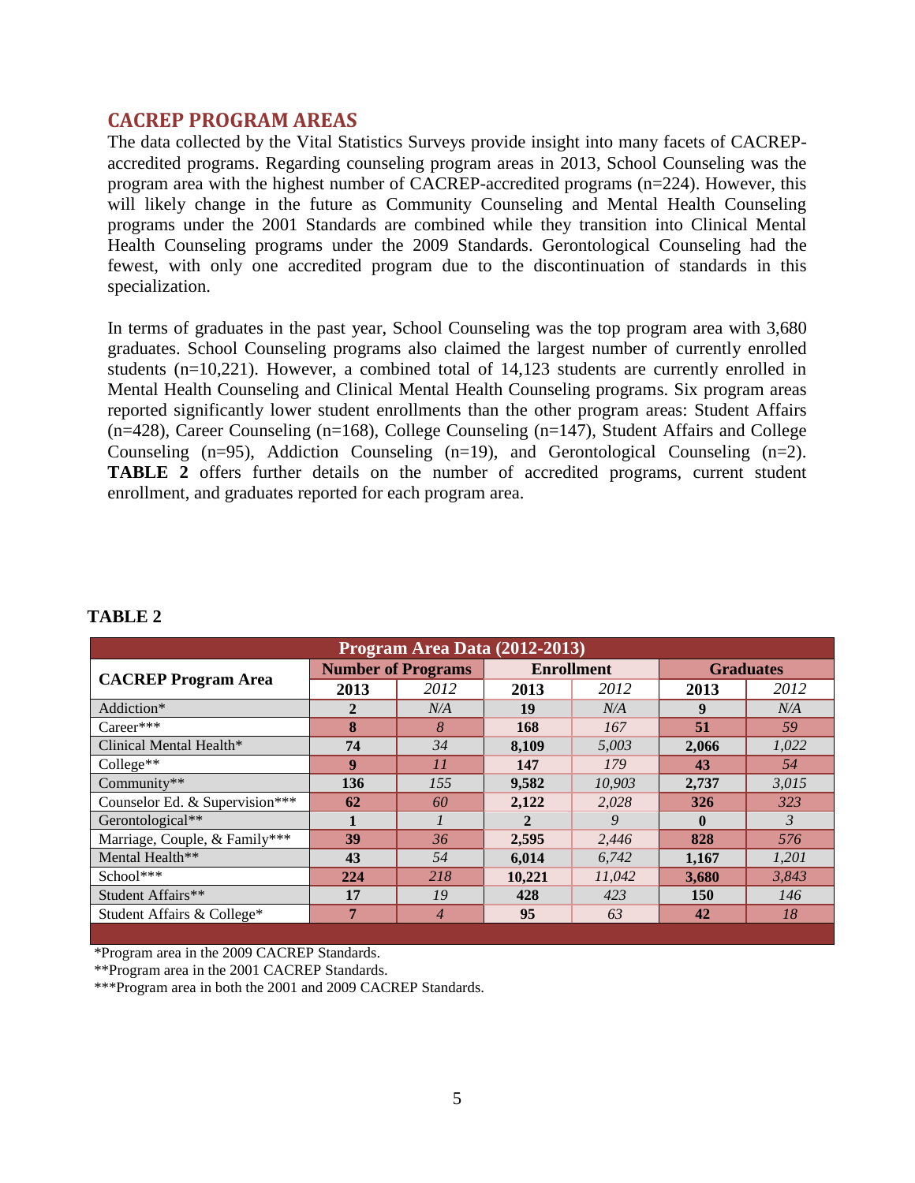## CACREP PROGRAM AREAS

The data collected by the Vital Statistics Surveys provide insight into many facets of CACREP-accredited programs. Regarding counseling program areas in 2013, School Counseling was the program area with the highest number of CACREP-accredited programs (n=224). However, this will likely change in the future as Community Counseling and Mental Health Counseling programs under the 2001 Standards are combined while they transition into Clinical Mental Health Counseling programs under the 2009 Standards. Gerontological Counseling had the fewest, with only one accredited program due to the discontinuation of standards in this specialization.

In terms of graduates in the past year, School Counseling was the top program area with 3,680 graduates. School Counseling programs also claimed the largest number of currently enrolled students (n=10,221). However, a combined total of 14,123 students are currently enrolled in Mental Health Counseling and Clinical Mental Health Counseling programs. Six program areas reported significantly lower student enrollments than the other program areas: Student Affairs (n=428), Career Counseling (n=168), College Counseling (n=147), Student Affairs and College Counseling (n=95), Addiction Counseling (n=19), and Gerontological Counseling (n=2). **TABLE 2** offers further details on the number of accredited programs, current student enrollment, and graduates reported for each program area.

**TABLE 2**

**Program Area Data (2012-2013)**

| CACREP Program Area | Number of Programs | | Enrollment | | Graduates | |
|---|---|---|---|---|---|---|
| | **2013** | *2012* | **2013** | *2012* | **2013** | *2012* |
| Addiction* | **2** | *N/A* | **19** | *N/A* | **9** | *N/A* |
| Career*** | **8** | *8* | **168** | *167* | **51** | *59* |
| Clinical Mental Health* | **74** | *34* | **8,109** | *5,003* | **2,066** | *1,022* |
| College** | **9** | *11* | **147** | *179* | **43** | *54* |
| Community** | **136** | *155* | **9,582** | *10,903* | **2,737** | *3,015* |
| Counselor Ed. & Supervision*** | **62** | *60* | **2,122** | *2,028* | **326** | *323* |
| Gerontological** | **1** | *1* | **2** | *9* | **0** | *3* |
| Marriage, Couple, & Family*** | **39** | *36* | **2,595** | *2,446* | **828** | *576* |
| Mental Health** | **43** | *54* | **6,014** | *6,742* | **1,167** | *1,201* |
| School*** | **224** | *218* | **10,221** | *11,042* | **3,680** | *3,843* |
| Student Affairs** | **17** | *19* | **428** | *423* | **150** | *146* |
| Student Affairs & College* | **7** | *4* | **95** | *63* | **42** | *18* |

*Program area in the 2009 CACREP Standards.

**Program area in the 2001 CACREP Standards.

***Program area in both the 2001 and 2009 CACREP Standards.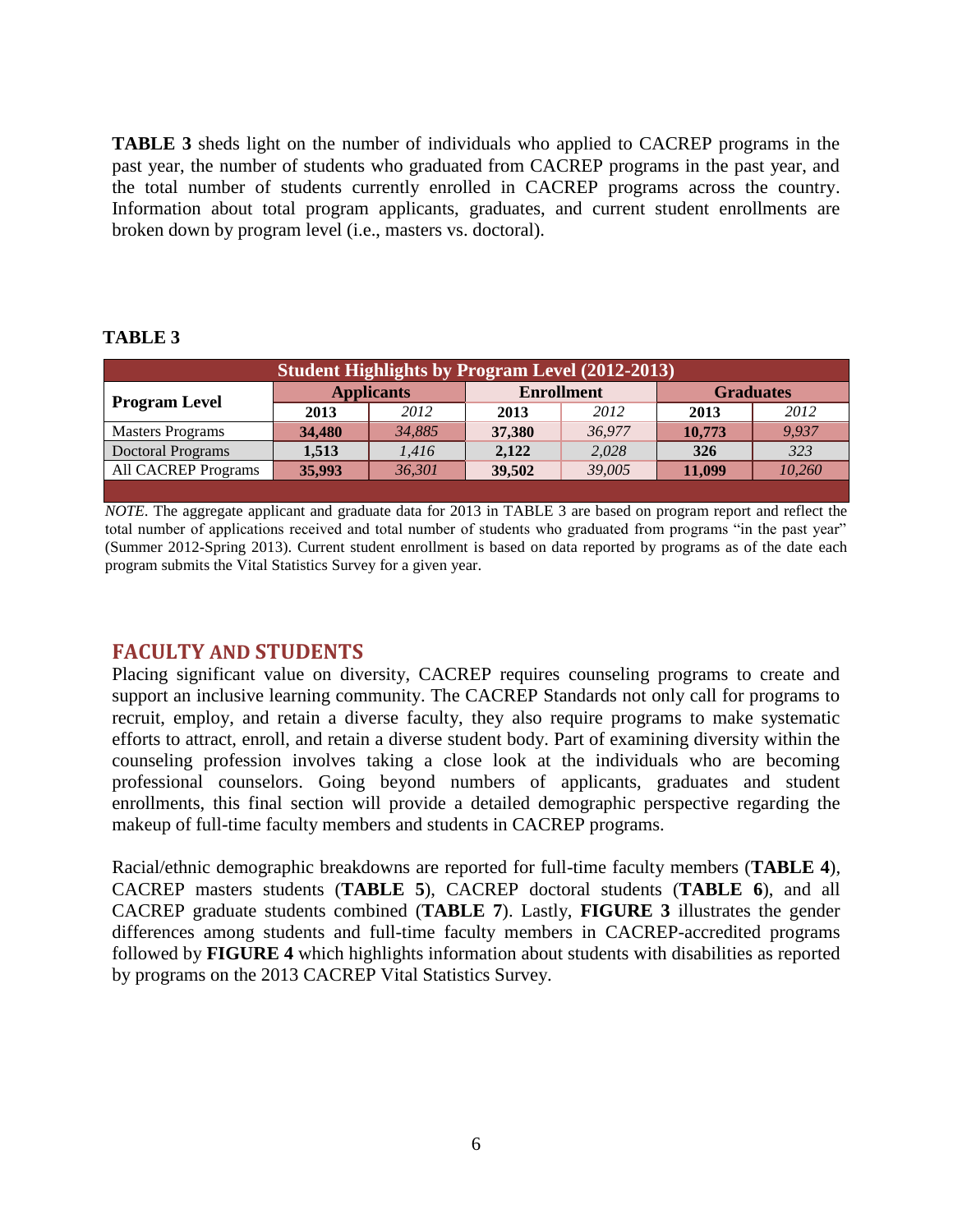**TABLE 3** sheds light on the number of individuals who applied to CACREP programs in the past year, the number of students who graduated from CACREP programs in the past year, and the total number of students currently enrolled in CACREP programs across the country. Information about total program applicants, graduates, and current student enrollments are broken down by program level (i.e., masters vs. doctoral).

**TABLE 3**

| Student Highlights by Program Level (2012-2013) | | | | | | |
|---|---|---|---|---|---|---|
| **Program Level** | **Applicants** | | **Enrollment** | | **Graduates** | |
| | **2013** | *2012* | **2013** | *2012* | **2013** | *2012* |
| Masters Programs | **34,480** | *34,885* | **37,380** | *36,977* | **10,773** | *9,937* |
| Doctoral Programs | **1,513** | *1,416* | **2,122** | *2,028* | **326** | *323* |
| All CACREP Programs | **35,993** | *36,301* | **39,502** | *39,005* | **11,099** | *10,260* |

*NOTE*. The aggregate applicant and graduate data for 2013 in TABLE 3 are based on program report and reflect the total number of applications received and total number of students who graduated from programs "in the past year" (Summer 2012-Spring 2013). Current student enrollment is based on data reported by programs as of the date each program submits the Vital Statistics Survey for a given year.

## FACULTY AND STUDENTS

Placing significant value on diversity, CACREP requires counseling programs to create and support an inclusive learning community. The CACREP Standards not only call for programs to recruit, employ, and retain a diverse faculty, they also require programs to make systematic efforts to attract, enroll, and retain a diverse student body. Part of examining diversity within the counseling profession involves taking a close look at the individuals who are becoming professional counselors. Going beyond numbers of applicants, graduates and student enrollments, this final section will provide a detailed demographic perspective regarding the makeup of full-time faculty members and students in CACREP programs.

Racial/ethnic demographic breakdowns are reported for full-time faculty members (**TABLE 4**), CACREP masters students (**TABLE 5**), CACREP doctoral students (**TABLE 6**), and all CACREP graduate students combined (**TABLE 7**). Lastly, **FIGURE 3** illustrates the gender differences among students and full-time faculty members in CACREP-accredited programs followed by **FIGURE 4** which highlights information about students with disabilities as reported by programs on the 2013 CACREP Vital Statistics Survey.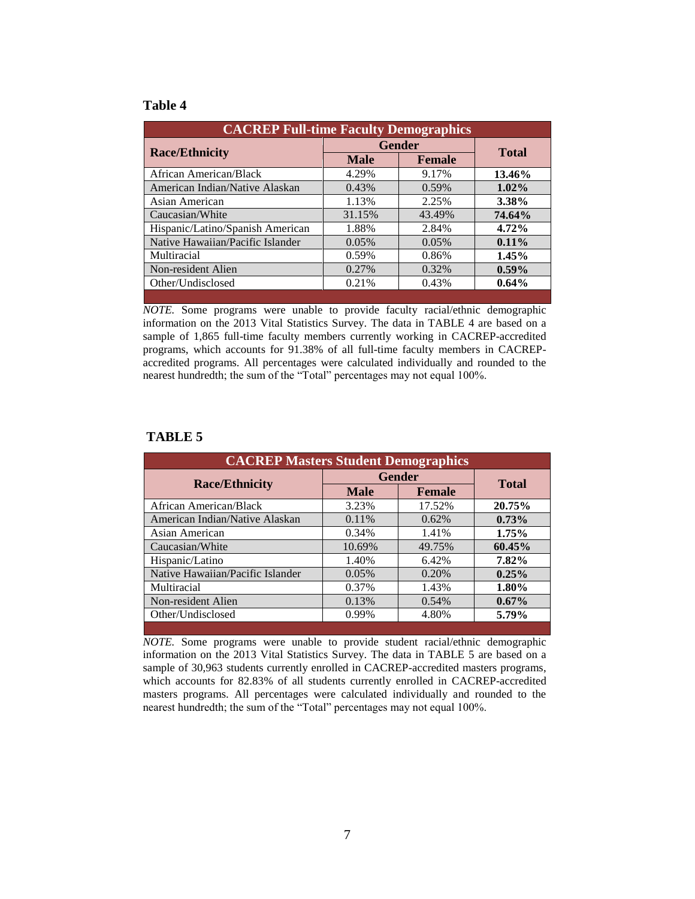**Table 4**

| CACREP Full-time Faculty Demographics | | | |
|---|---|---|---|
| **Race/Ethnicity** | **Gender** | | **Total** |
| | **Male** | **Female** | |
| African American/Black | 4.29% | 9.17% | **13.46%** |
| American Indian/Native Alaskan | 0.43% | 0.59% | **1.02%** |
| Asian American | 1.13% | 2.25% | **3.38%** |
| Caucasian/White | 31.15% | 43.49% | **74.64%** |
| Hispanic/Latino/Spanish American | 1.88% | 2.84% | **4.72%** |
| Native Hawaiian/Pacific Islander | 0.05% | 0.05% | **0.11%** |
| Multiracial | 0.59% | 0.86% | **1.45%** |
| Non-resident Alien | 0.27% | 0.32% | **0.59%** |
| Other/Undisclosed | 0.21% | 0.43% | **0.64%** |

*NOTE.* Some programs were unable to provide faculty racial/ethnic demographic information on the 2013 Vital Statistics Survey. The data in TABLE 4 are based on a sample of 1,865 full-time faculty members currently working in CACREP-accredited programs, which accounts for 91.38% of all full-time faculty members in CACREP-accredited programs. All percentages were calculated individually and rounded to the nearest hundredth; the sum of the "Total" percentages may not equal 100%.

**TABLE 5**

| CACREP Masters Student Demographics | | | |
|---|---|---|---|
| **Race/Ethnicity** | **Gender** | | **Total** |
| | **Male** | **Female** | |
| African American/Black | 3.23% | 17.52% | **20.75%** |
| American Indian/Native Alaskan | 0.11% | 0.62% | **0.73%** |
| Asian American | 0.34% | 1.41% | **1.75%** |
| Caucasian/White | 10.69% | 49.75% | **60.45%** |
| Hispanic/Latino | 1.40% | 6.42% | **7.82%** |
| Native Hawaiian/Pacific Islander | 0.05% | 0.20% | **0.25%** |
| Multiracial | 0.37% | 1.43% | **1.80%** |
| Non-resident Alien | 0.13% | 0.54% | **0.67%** |
| Other/Undisclosed | 0.99% | 4.80% | **5.79%** |

*NOTE.* Some programs were unable to provide student racial/ethnic demographic information on the 2013 Vital Statistics Survey. The data in TABLE 5 are based on a sample of 30,963 students currently enrolled in CACREP-accredited masters programs, which accounts for 82.83% of all students currently enrolled in CACREP-accredited masters programs. All percentages were calculated individually and rounded to the nearest hundredth; the sum of the "Total" percentages may not equal 100%.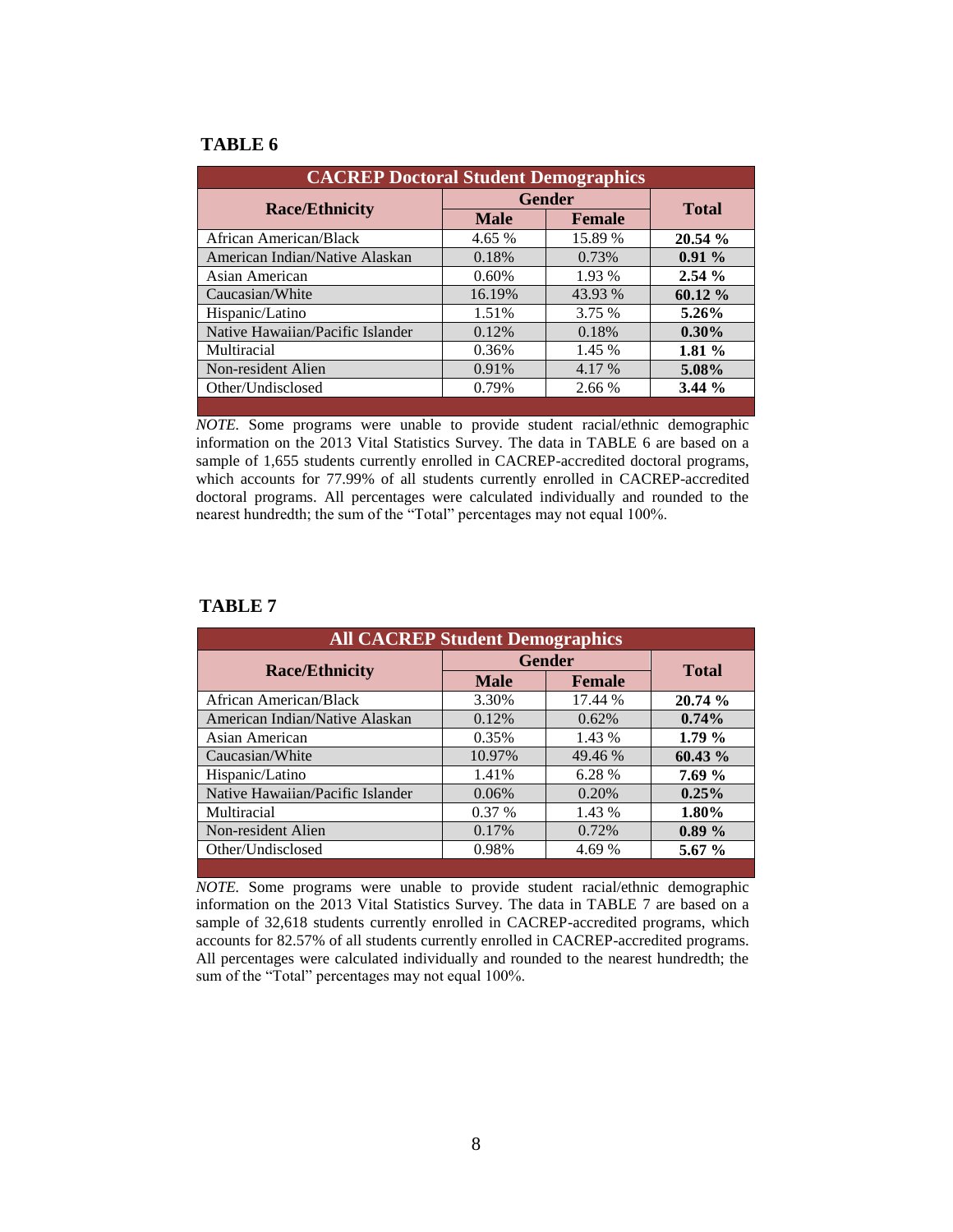**TABLE 6**

| CACREP Doctoral Student Demographics | | | |
|---|---|---|---|
| **Race/Ethnicity** | **Gender** | | **Total** |
| | **Male** | **Female** | |
| African American/Black | 4.65 % | 15.89 % | **20.54 %** |
| American Indian/Native Alaskan | 0.18% | 0.73% | **0.91 %** |
| Asian American | 0.60% | 1.93 % | **2.54 %** |
| Caucasian/White | 16.19% | 43.93 % | **60.12 %** |
| Hispanic/Latino | 1.51% | 3.75 % | **5.26%** |
| Native Hawaiian/Pacific Islander | 0.12% | 0.18% | **0.30%** |
| Multiracial | 0.36% | 1.45 % | **1.81 %** |
| Non-resident Alien | 0.91% | 4.17 % | **5.08%** |
| Other/Undisclosed | 0.79% | 2.66 % | **3.44 %** |

*NOTE.* Some programs were unable to provide student racial/ethnic demographic information on the 2013 Vital Statistics Survey. The data in TABLE 6 are based on a sample of 1,655 students currently enrolled in CACREP-accredited doctoral programs, which accounts for 77.99% of all students currently enrolled in CACREP-accredited doctoral programs. All percentages were calculated individually and rounded to the nearest hundredth; the sum of the "Total" percentages may not equal 100%.

**TABLE 7**

| All CACREP Student Demographics | | | |
|---|---|---|---|
| **Race/Ethnicity** | **Gender** | | **Total** |
| | **Male** | **Female** | |
| African American/Black | 3.30% | 17.44 % | **20.74 %** |
| American Indian/Native Alaskan | 0.12% | 0.62% | **0.74%** |
| Asian American | 0.35% | 1.43 % | **1.79 %** |
| Caucasian/White | 10.97% | 49.46 % | **60.43 %** |
| Hispanic/Latino | 1.41% | 6.28 % | **7.69 %** |
| Native Hawaiian/Pacific Islander | 0.06% | 0.20% | **0.25%** |
| Multiracial | 0.37 % | 1.43 % | **1.80%** |
| Non-resident Alien | 0.17% | 0.72% | **0.89 %** |
| Other/Undisclosed | 0.98% | 4.69 % | **5.67 %** |

*NOTE.* Some programs were unable to provide student racial/ethnic demographic information on the 2013 Vital Statistics Survey. The data in TABLE 7 are based on a sample of 32,618 students currently enrolled in CACREP-accredited programs, which accounts for 82.57% of all students currently enrolled in CACREP-accredited programs. All percentages were calculated individually and rounded to the nearest hundredth; the sum of the "Total" percentages may not equal 100%.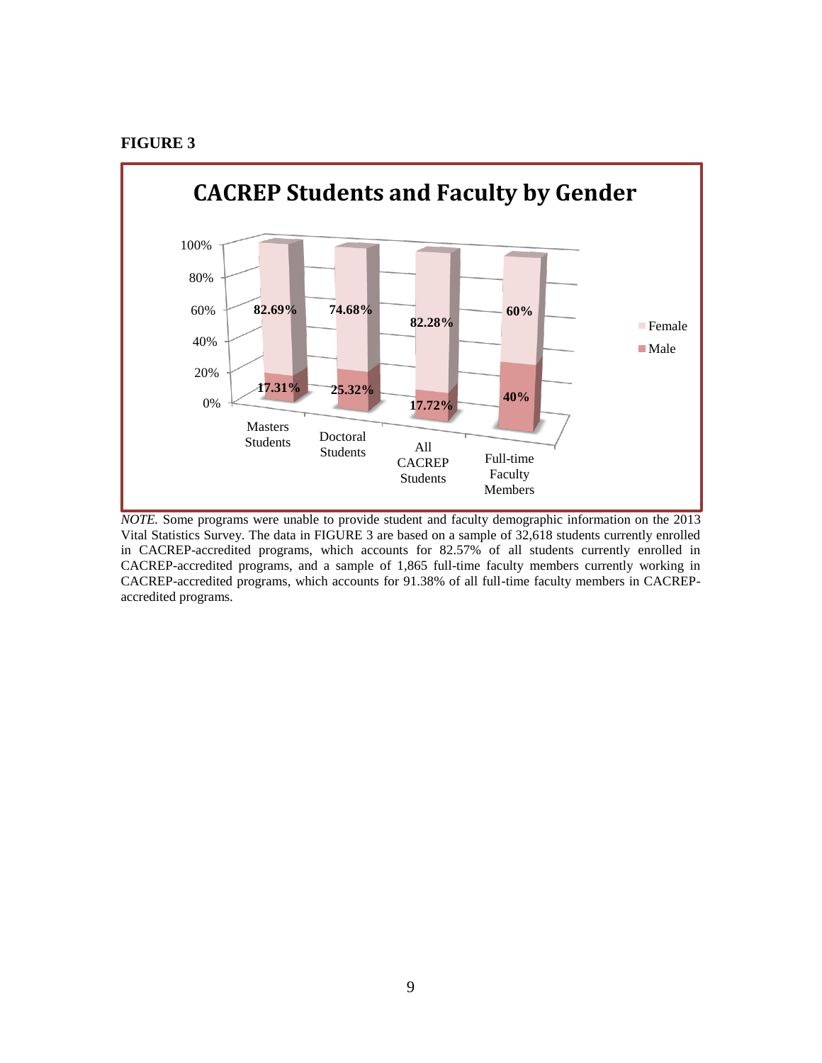**FIGURE 3**

**CACREP Students and Faculty by Gender**

| | Masters Students | Doctoral Students | All CACREP Students | Full-time Faculty Members |
|---|---|---|---|---|
| Female | 82.69% | 74.68% | 82.28% | 60% |
| Male | 17.31% | 25.32% | 17.72% | 40% |

*NOTE.* Some programs were unable to provide student and faculty demographic information on the 2013 Vital Statistics Survey. The data in FIGURE 3 are based on a sample of 32,618 students currently enrolled in CACREP-accredited programs, which accounts for 82.57% of all students currently enrolled in CACREP-accredited programs, and a sample of 1,865 full-time faculty members currently working in CACREP-accredited programs, which accounts for 91.38% of all full-time faculty members in CACREP-accredited programs.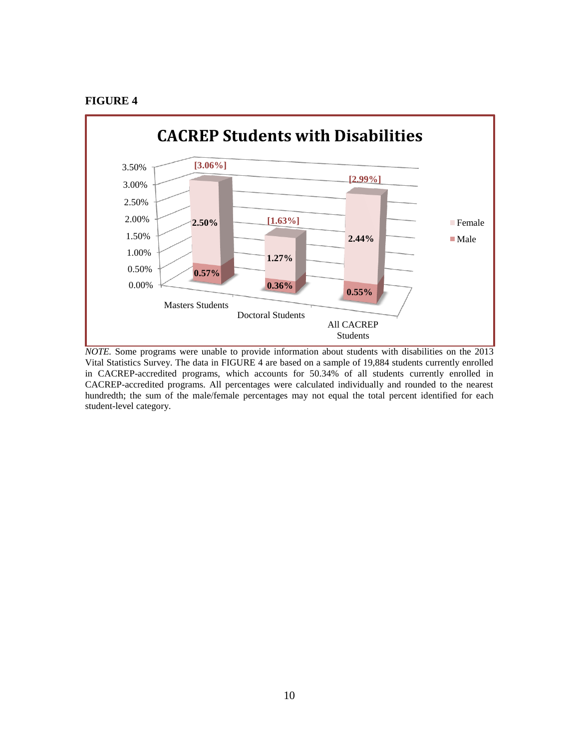**FIGURE 4**

CACREP Students with Disabilities

3.50%
3.00%
2.50%
2.00%
1.50%
1.00%
0.50%
0.00%

[3.06%]
2.50%
0.57%
Masters Students

[1.63%]
1.27%
0.36%
Doctoral Students

[2.99%]
2.44%
0.55%
All CACREP Students

Female
Male

*NOTE.* Some programs were unable to provide information about students with disabilities on the 2013 Vital Statistics Survey. The data in FIGURE 4 are based on a sample of 19,884 students currently enrolled in CACREP-accredited programs, which accounts for 50.34% of all students currently enrolled in CACREP-accredited programs. All percentages were calculated individually and rounded to the nearest hundredth; the sum of the male/female percentages may not equal the total percent identified for each student-level category.